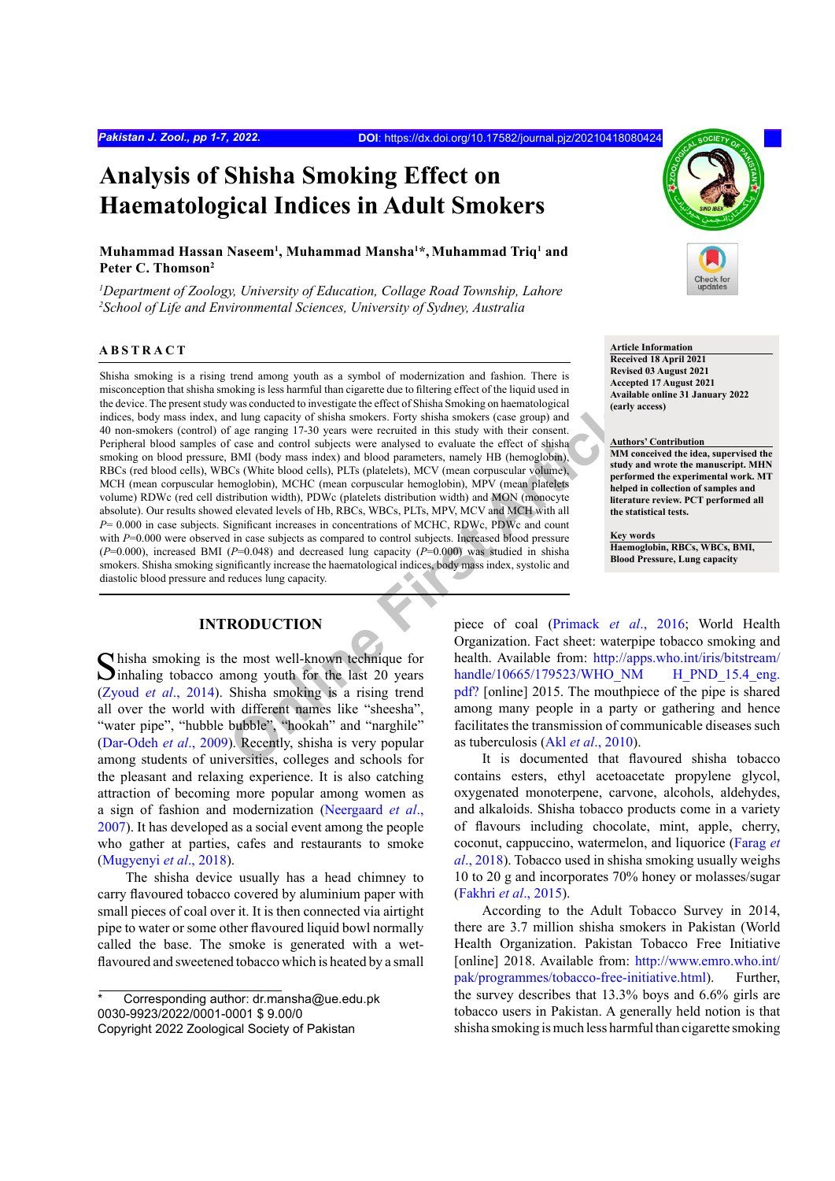# Analysis of Shisha Smoking Effect on Haematological Indices in Adult Smokers

**Muhammad Hassan Naseem[1], Muhammad Mansha[1]*, Muhammad Triq[1] and Peter C. Thomson[2]**

[1]*Department of Zoology, University of Education, Collage Road Township, Lahore*
[2]*School of Life and Environmental Sciences, University of Sydney, Australia*

## ABSTRACT

Shisha smoking is a rising trend among youth as a symbol of modernization and fashion. There is misconception that shisha smoking is less harmful than cigarette due to filtering effect of the liquid used in the device. The present study was conducted to investigate the effect of Shisha Smoking on haematological indices, body mass index, and lung capacity of shisha smokers. Forty shisha smokers (case group) and 40 non-smokers (control) of age ranging 17-30 years were recruited in this study with their consent. Peripheral blood samples of case and control subjects were analysed to evaluate the effect of shisha smoking on blood pressure, BMI (body mass index) and blood parameters, namely HB (hemoglobin), RBCs (red blood cells), WBCs (White blood cells), PLTs (platelets), MCV (mean corpuscular volume), MCH (mean corpuscular hemoglobin), MCHC (mean corpuscular hemoglobin), MPV (mean platelets volume) RDWc (red cell distribution width), PDWc (platelets distribution width) and MON (monocyte absolute). Our results showed elevated levels of Hb, RBCs, WBCs, PLTs, MPV, MCV and MCH with all $P$= 0.000 in case subjects. Significant increases in concentrations of MCHC, RDWc, PDWc and count with $P$=0.000 were observed in case subjects as compared to control subjects. Increased blood pressure ($P$=0.000), increased BMI ($P$=0.048) and decreased lung capacity ($P$=0.000) was studied in shisha smokers. Shisha smoking significantly increase the haematological indices, body mass index, systolic and diastolic blood pressure and reduces lung capacity.

**Article Information**
**Received 18 April 2021**
**Revised 03 August 2021**
**Accepted 17 August 2021**
**Available online 31 January 2022 (early access)**

**Authors' Contribution**
**MM conceived the idea, supervised the study and wrote the manuscript. MHN performed the experimental work. MT helped in collection of samples and literature review. PCT performed all the statistical tests.**

**Key words**
**Haemoglobin, RBCs, WBCs, BMI, Blood Pressure, Lung capacity**

## INTRODUCTION

Shisha smoking is the most well-known technique for inhaling tobacco among youth for the last 20 years (Zyoud *et al.*, 2014). Shisha smoking is a rising trend all over the world with different names like "sheesha", "water pipe", "hubble bubble", "hookah" and "narghile" (Dar-Odeh *et al.*, 2009). Recently, shisha is very popular among students of universities, colleges and schools for the pleasant and relaxing experience. It is also catching attraction of becoming more popular among women as a sign of fashion and modernization (Neergaard *et al.*, 2007). It has developed as a social event among the people who gather at parties, cafes and restaurants to smoke (Mugyenyi *et al.*, 2018).

The shisha device usually has a head chimney to carry flavoured tobacco covered by aluminium paper with small pieces of coal over it. It is then connected via airtight pipe to water or some other flavoured liquid bowl normally called the base. The smoke is generated with a wet-flavoured and sweetened tobacco which is heated by a small piece of coal (Primack *et al.*, 2016; World Health Organization. Fact sheet: waterpipe tobacco smoking and health. Available from: http://apps.who.int/iris/bitstream/handle/10665/179523/WHO_NM H_PND_15.4_eng.pdf? [online] 2015. The mouthpiece of the pipe is shared among many people in a party or gathering and hence facilitates the transmission of communicable diseases such as tuberculosis (Akl *et al.*, 2010).

It is documented that flavoured shisha tobacco contains esters, ethyl acetoacetate propylene glycol, oxygenated monoterpene, carvone, alcohols, aldehydes, and alkaloids. Shisha tobacco products come in a variety of flavours including chocolate, mint, apple, cherry, coconut, cappuccino, watermelon, and liquorice (Farag *et al.*, 2018). Tobacco used in shisha smoking usually weighs 10 to 20 g and incorporates 70% honey or molasses/sugar (Fakhri *et al.*, 2015).

According to the Adult Tobacco Survey in 2014, there are 3.7 million shisha smokers in Pakistan (World Health Organization. Pakistan Tobacco Free Initiative [online] 2018. Available from: http://www.emro.who.int/pak/programmes/tobacco-free-initiative.html). Further, the survey describes that 13.3% boys and 6.6% girls are tobacco users in Pakistan. A generally held notion is that shisha smoking is much less harmful than cigarette smoking

\* Corresponding author: dr.mansha@ue.edu.pk
0030-9923/2022/0001-0001 $ 9.00/0
Copyright 2022 Zoological Society of Pakistan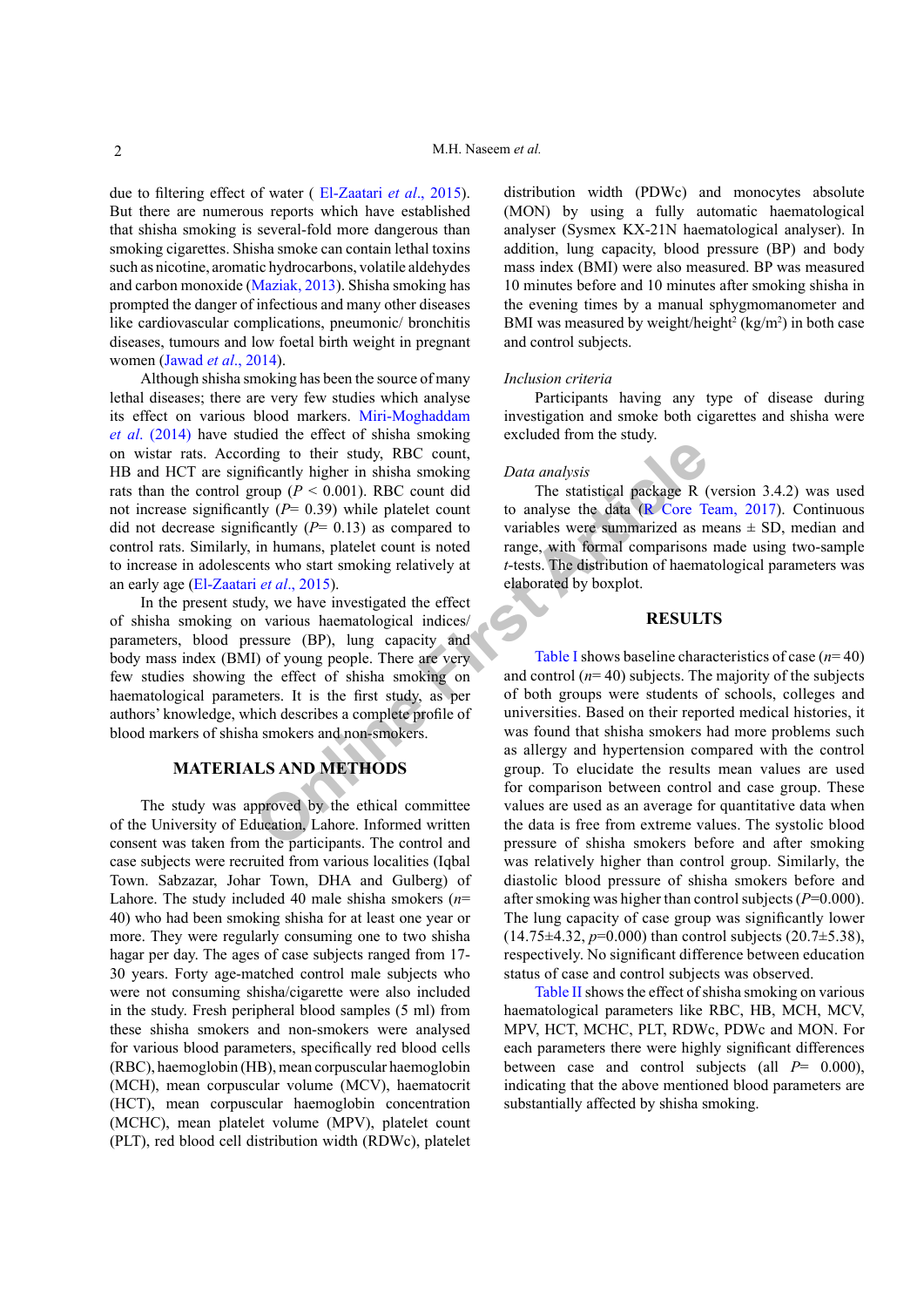due to filtering effect of water ( El-Zaatari *et al*., 2015). But there are numerous reports which have established that shisha smoking is several-fold more dangerous than smoking cigarettes. Shisha smoke can contain lethal toxins such as nicotine, aromatic hydrocarbons, volatile aldehydes and carbon monoxide (Maziak, 2013). Shisha smoking has prompted the danger of infectious and many other diseases like cardiovascular complications, pneumonic/ bronchitis diseases, tumours and low foetal birth weight in pregnant women (Jawad *et al*., 2014).

Although shisha smoking has been the source of many lethal diseases; there are very few studies which analyse its effect on various blood markers. Miri-Moghaddam *et al*. (2014) have studied the effect of shisha smoking on wistar rats. According to their study, RBC count, HB and HCT are significantly higher in shisha smoking rats than the control group ($P < 0.001$). RBC count did not increase significantly ($P = 0.39$) while platelet count did not decrease significantly ($P = 0.13$) as compared to control rats. Similarly, in humans, platelet count is noted to increase in adolescents who start smoking relatively at an early age (El-Zaatari *et al*., 2015).

In the present study, we have investigated the effect of shisha smoking on various haematological indices/ parameters, blood pressure (BP), lung capacity and body mass index (BMI) of young people. There are very few studies showing the effect of shisha smoking on haematological parameters. It is the first study, as per authors' knowledge, which describes a complete profile of blood markers of shisha smokers and non-smokers.

## MATERIALS AND METHODS

The study was approved by the ethical committee of the University of Education, Lahore. Informed written consent was taken from the participants. The control and case subjects were recruited from various localities (Iqbal Town. Sabzazar, Johar Town, DHA and Gulberg) of Lahore. The study included 40 male shisha smokers ($n = 40$) who had been smoking shisha for at least one year or more. They were regularly consuming one to two shisha hagar per day. The ages of case subjects ranged from 17-30 years. Forty age-matched control male subjects who were not consuming shisha/cigarette were also included in the study. Fresh peripheral blood samples (5 ml) from these shisha smokers and non-smokers were analysed for various blood parameters, specifically red blood cells (RBC), haemoglobin (HB), mean corpuscular haemoglobin (MCH), mean corpuscular volume (MCV), haematocrit (HCT), mean corpuscular haemoglobin concentration (MCHC), mean platelet volume (MPV), platelet count (PLT), red blood cell distribution width (RDWc), platelet distribution width (PDWc) and monocytes absolute (MON) by using a fully automatic haematological analyser (Sysmex KX-21N haematological analyser). In addition, lung capacity, blood pressure (BP) and body mass index (BMI) were also measured. BP was measured 10 minutes before and 10 minutes after smoking shisha in the evening times by a manual sphygmomanometer and BMI was measured by weight/height$^2$ (kg/m$^2$) in both case and control subjects.

### *Inclusion criteria*

Participants having any type of disease during investigation and smoke both cigarettes and shisha were excluded from the study.

### *Data analysis*

The statistical package R (version 3.4.2) was used to analyse the data (R Core Team, 2017). Continuous variables were summarized as means ± SD, median and range, with formal comparisons made using two-sample *t*-tests. The distribution of haematological parameters was elaborated by boxplot.

## RESULTS

Table I shows baseline characteristics of case ($n = 40$) and control ($n = 40$) subjects. The majority of the subjects of both groups were students of schools, colleges and universities. Based on their reported medical histories, it was found that shisha smokers had more problems such as allergy and hypertension compared with the control group. To elucidate the results mean values are used for comparison between control and case group. These values are used as an average for quantitative data when the data is free from extreme values. The systolic blood pressure of shisha smokers before and after smoking was relatively higher than control group. Similarly, the diastolic blood pressure of shisha smokers before and after smoking was higher than control subjects ($P = 0.000$). The lung capacity of case group was significantly lower (14.75±4.32, $p = 0.000$) than control subjects (20.7±5.38), respectively. No significant difference between education status of case and control subjects was observed.

Table II shows the effect of shisha smoking on various haematological parameters like RBC, HB, MCH, MCV, MPV, HCT, MCHC, PLT, RDWc, PDWc and MON. For each parameters there were highly significant differences between case and control subjects (all $P = 0.000$), indicating that the above mentioned blood parameters are substantially affected by shisha smoking.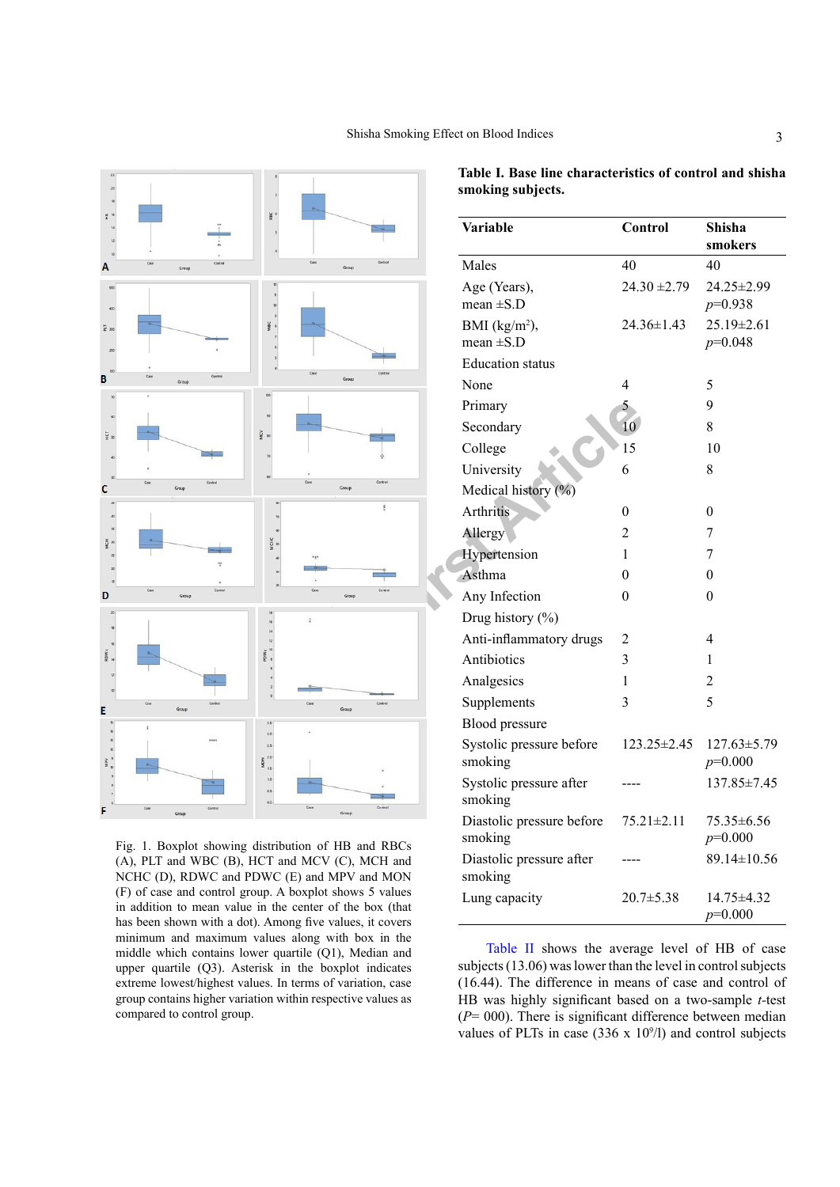Fig. 1. Boxplot showing distribution of HB and RBCs (A), PLT and WBC (B), HCT and MCV (C), MCH and NCHC (D), RDWC and PDWC (E) and MPV and MON (F) of case and control group. A boxplot shows 5 values in addition to mean value in the center of the box (that has been shown with a dot). Among five values, it covers minimum and maximum values along with box in the middle which contains lower quartile (Q1), Median and upper quartile (Q3). Asterisk in the boxplot indicates extreme lowest/highest values. In terms of variation, case group contains higher variation within respective values as compared to control group.

**Table I. Base line characteristics of control and shisha smoking subjects.**

| Variable | Control | Shisha smokers |
|---|---|---|
| Males | 40 | 40 |
| Age (Years), mean ±S.D | 24.30 ±2.79 | 24.25±2.99 *p*=0.938 |
| BMI (kg/m²), mean ±S.D | 24.36±1.43 | 25.19±2.61 *p*=0.048 |
| Education status | | |
| None | 4 | 5 |
| Primary | 5 | 9 |
| Secondary | 10 | 8 |
| College | 15 | 10 |
| University | 6 | 8 |
| Medical history (%) | | |
| Arthritis | 0 | 0 |
| Allergy | 2 | 7 |
| Hypertension | 1 | 7 |
| Asthma | 0 | 0 |
| Any Infection | 0 | 0 |
| Drug history (%) | | |
| Anti-inflammatory drugs | 2 | 4 |
| Antibiotics | 3 | 1 |
| Analgesics | 1 | 2 |
| Supplements | 3 | 5 |
| Blood pressure | | |
| Systolic pressure before smoking | 123.25±2.45 | 127.63±5.79 *p*=0.000 |
| Systolic pressure after smoking | ---- | 137.85±7.45 |
| Diastolic pressure before smoking | 75.21±2.11 | 75.35±6.56 *p*=0.000 |
| Diastolic pressure after smoking | ---- | 89.14±10.56 |
| Lung capacity | 20.7±5.38 | 14.75±4.32 *p*=0.000 |

Table II shows the average level of HB of case subjects (13.06) was lower than the level in control subjects (16.44). The difference in means of case and control of HB was highly significant based on a two-sample *t*-test (*P*= 000). There is significant difference between median values of PLTs in case (336 x $10^9$/l) and control subjects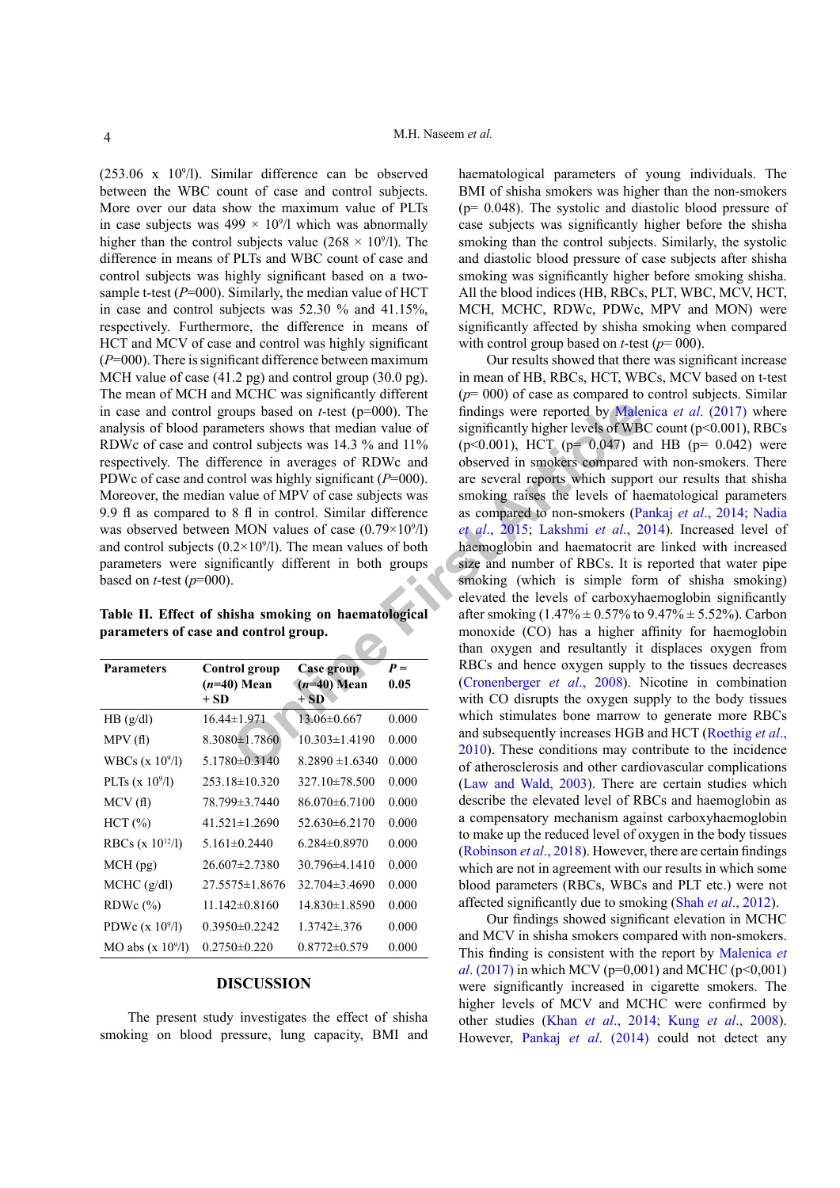(253.06 x $10^9$/l). Similar difference can be observed between the WBC count of case and control subjects. More over our data show the maximum value of PLTs in case subjects was 499 × $10^9$/l which was abnormally higher than the control subjects value (268 × $10^9$/l). The difference in means of PLTs and WBC count of case and control subjects was highly significant based on a two-sample t-test (*P*=000). Similarly, the median value of HCT in case and control subjects was 52.30 % and 41.15%, respectively. Furthermore, the difference in means of HCT and MCV of case and control was highly significant (*P*=000). There is significant difference between maximum MCH value of case (41.2 pg) and control group (30.0 pg). The mean of MCH and MCHC was significantly different in case and control groups based on *t*-test (p=000). The analysis of blood parameters shows that median value of RDWc of case and control subjects was 14.3 % and 11% respectively. The difference in averages of RDWc and PDWc of case and control was highly significant (*P*=000). Moreover, the median value of MPV of case subjects was 9.9 fl as compared to 8 fl in control. Similar difference was observed between MON values of case (0.79×$10^9$/l) and control subjects (0.2×$10^9$/l). The mean values of both parameters were significantly different in both groups based on *t*-test (*p*=000).

**Table II. Effect of shisha smoking on haematological parameters of case and control group.**

| Parameters | Control group (*n*=40) Mean + SD | Case group (*n*=40) Mean + SD | *P* = 0.05 |
|---|---|---|---|
| HB (g/dl) | 16.44±1.971 | 13.06±0.667 | 0.000 |
| MPV (fl) | 8.3080±1.7860 | 10.303±1.4190 | 0.000 |
| WBCs (x $10^9$/l) | 5.1780±0.3140 | 8.2890 ±1.6340 | 0.000 |
| PLTs (x $10^9$/l) | 253.18±10.320 | 327.10±78.500 | 0.000 |
| MCV (fl) | 78.799±3.7440 | 86.070±6.7100 | 0.000 |
| HCT (%) | 41.521±1.2690 | 52.630±6.2170 | 0.000 |
| RBCs (x $10^{12}$/l) | 5.161±0.2440 | 6.284±0.8970 | 0.000 |
| MCH (pg) | 26.607±2.7380 | 30.796±4.1410 | 0.000 |
| MCHC (g/dl) | 27.5575±1.8676 | 32.704±3.4690 | 0.000 |
| RDWc (%) | 11.142±0.8160 | 14.830±1.8590 | 0.000 |
| PDWc (x $10^9$/l) | 0.3950±0.2242 | 1.3742±.376 | 0.000 |
| MO abs (x $10^9$/l) | 0.2750±0.220 | 0.8772±0.579 | 0.000 |

## DISCUSSION

The present study investigates the effect of shisha smoking on blood pressure, lung capacity, BMI and haematological parameters of young individuals. The BMI of shisha smokers was higher than the non-smokers (p= 0.048). The systolic and diastolic blood pressure of case subjects was significantly higher before the shisha smoking than the control subjects. Similarly, the systolic and diastolic blood pressure of case subjects after shisha smoking was significantly higher before smoking shisha. All the blood indices (HB, RBCs, PLT, WBC, MCV, HCT, MCH, MCHC, RDWc, PDWc, MPV and MON) were significantly affected by shisha smoking when compared with control group based on *t*-test (*p*= 000).

Our results showed that there was significant increase in mean of HB, RBCs, HCT, WBCs, MCV based on t-test (*p*= 000) of case as compared to control subjects. Similar findings were reported by Malenica *et al*. (2017) where significantly higher levels of WBC count (p<0.001), RBCs (p<0.001), HCT (p= 0.047) and HB (p= 0.042) were observed in smokers compared with non-smokers. There are several reports which support our results that shisha smoking raises the levels of haematological parameters as compared to non-smokers (Pankaj *et al*., 2014; Nadia *et al*., 2015; Lakshmi *et al*., 2014). Increased level of haemoglobin and haematocrit are linked with increased size and number of RBCs. It is reported that water pipe smoking (which is simple form of shisha smoking) elevated the levels of carboxyhaemoglobin significantly after smoking (1.47% ± 0.57% to 9.47% ± 5.52%). Carbon monoxide (CO) has a higher affinity for haemoglobin than oxygen and resultantly it displaces oxygen from RBCs and hence oxygen supply to the tissues decreases (Cronenberger *et al*., 2008). Nicotine in combination with CO disrupts the oxygen supply to the body tissues which stimulates bone marrow to generate more RBCs and subsequently increases HGB and HCT (Roethig *et al*., 2010). These conditions may contribute to the incidence of atherosclerosis and other cardiovascular complications (Law and Wald, 2003). There are certain studies which describe the elevated level of RBCs and haemoglobin as a compensatory mechanism against carboxyhaemoglobin to make up the reduced level of oxygen in the body tissues (Robinson *et al*., 2018). However, there are certain findings which are not in agreement with our results in which some blood parameters (RBCs, WBCs and PLT etc.) were not affected significantly due to smoking (Shah *et al*., 2012).

Our findings showed significant elevation in MCHC and MCV in shisha smokers compared with non-smokers. This finding is consistent with the report by Malenica *et al*. (2017) in which MCV (p=0,001) and MCHC (p<0,001) were significantly increased in cigarette smokers. The higher levels of MCV and MCHC were confirmed by other studies (Khan *et al*., 2014; Kung *et al*., 2008). However, Pankaj *et al*. (2014) could not detect any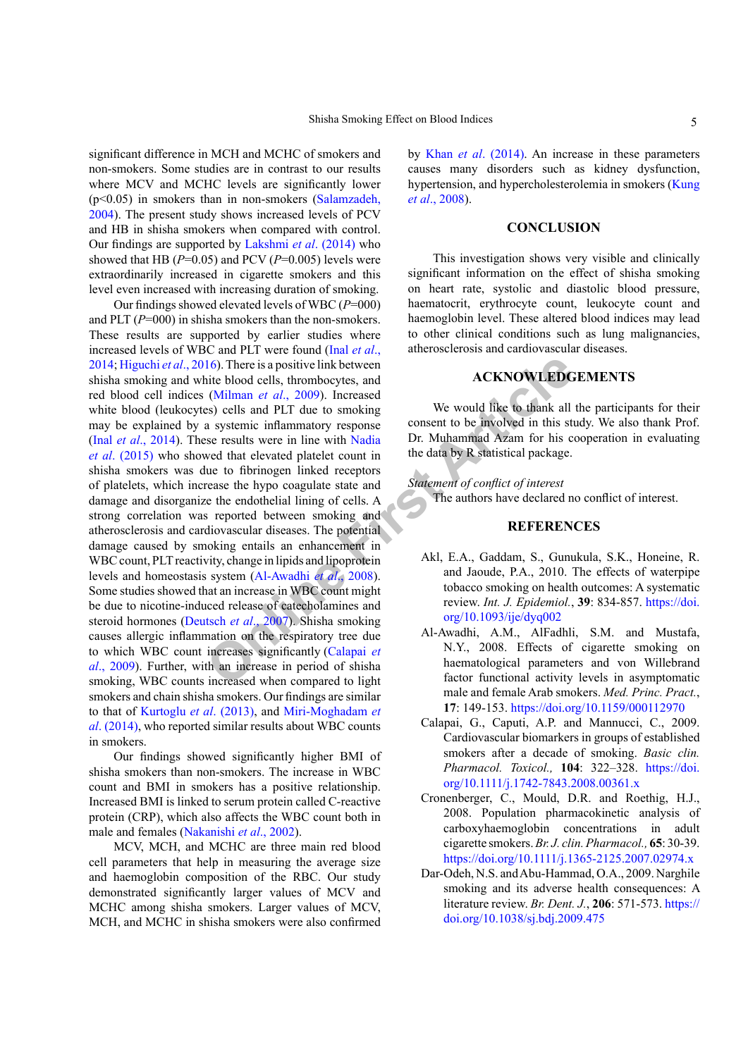significant difference in MCH and MCHC of smokers and non-smokers. Some studies are in contrast to our results where MCV and MCHC levels are significantly lower ($p<0.05$) in smokers than in non-smokers (Salamzadeh, 2004). The present study shows increased levels of PCV and HB in shisha smokers when compared with control. Our findings are supported by Lakshmi *et al*. (2014) who showed that HB ($P$=0.05) and PCV ($P$=0.005) levels were extraordinarily increased in cigarette smokers and this level even increased with increasing duration of smoking.

Our findings showed elevated levels of WBC ($P$=000) and PLT ($P$=000) in shisha smokers than the non-smokers. These results are supported by earlier studies where increased levels of WBC and PLT were found (Inal *et al*., 2014; Higuchi *et al*., 2016). There is a positive link between shisha smoking and white blood cells, thrombocytes, and red blood cell indices (Milman *et al*., 2009). Increased white blood (leukocytes) cells and PLT due to smoking may be explained by a systemic inflammatory response (Inal *et al*., 2014). These results were in line with Nadia *et al*. (2015) who showed that elevated platelet count in shisha smokers was due to fibrinogen linked receptors of platelets, which increase the hypo coagulate state and damage and disorganize the endothelial lining of cells. A strong correlation was reported between smoking and atherosclerosis and cardiovascular diseases. The potential damage caused by smoking entails an enhancement in WBC count, PLT reactivity, change in lipids and lipoprotein levels and homeostasis system (Al-Awadhi *et al*., 2008). Some studies showed that an increase in WBC count might be due to nicotine-induced release of catecholamines and steroid hormones (Deutsch *et al*., 2007). Shisha smoking causes allergic inflammation on the respiratory tree due to which WBC count increases significantly (Calapai *et al*., 2009). Further, with an increase in period of shisha smoking, WBC counts increased when compared to light smokers and chain shisha smokers. Our findings are similar to that of Kurtoglu *et al*. (2013), and Miri-Moghadam *et al*. (2014), who reported similar results about WBC counts in smokers.

Our findings showed significantly higher BMI of shisha smokers than non-smokers. The increase in WBC count and BMI in smokers has a positive relationship. Increased BMI is linked to serum protein called C-reactive protein (CRP), which also affects the WBC count both in male and females (Nakanishi *et al*., 2002).

MCV, MCH, and MCHC are three main red blood cell parameters that help in measuring the average size and haemoglobin composition of the RBC. Our study demonstrated significantly larger values of MCV and MCHC among shisha smokers. Larger values of MCV, MCH, and MCHC in shisha smokers were also confirmed by Khan *et al*. (2014). An increase in these parameters causes many disorders such as kidney dysfunction, hypertension, and hypercholesterolemia in smokers (Kung *et al*., 2008).

## CONCLUSION

This investigation shows very visible and clinically significant information on the effect of shisha smoking on heart rate, systolic and diastolic blood pressure, haematocrit, erythrocyte count, leukocyte count and haemoglobin level. These altered blood indices may lead to other clinical conditions such as lung malignancies, atherosclerosis and cardiovascular diseases.

## ACKNOWLEDGEMENTS

We would like to thank all the participants for their consent to be involved in this study. We also thank Prof. Dr. Muhammad Azam for his cooperation in evaluating the data by R statistical package.

*Statement of conflict of interest*

The authors have declared no conflict of interest.

## REFERENCES

Akl, E.A., Gaddam, S., Gunukula, S.K., Honeine, R. and Jaoude, P.A., 2010. The effects of waterpipe tobacco smoking on health outcomes: A systematic review. *Int. J. Epidemiol.*, **39**: 834-857. https://doi.org/10.1093/ije/dyq002

Al-Awadhi, A.M., AlFadhli, S.M. and Mustafa, N.Y., 2008. Effects of cigarette smoking on haematological parameters and von Willebrand factor functional activity levels in asymptomatic male and female Arab smokers. *Med. Princ. Pract.*, **17**: 149-153. https://doi.org/10.1159/000112970

Calapai, G., Caputi, A.P. and Mannucci, C., 2009. Cardiovascular biomarkers in groups of established smokers after a decade of smoking. *Basic clin. Pharmacol. Toxicol.,* **104**: 322–328. https://doi.org/10.1111/j.1742-7843.2008.00361.x

Cronenberger, C., Mould, D.R. and Roethig, H.J., 2008. Population pharmacokinetic analysis of carboxyhaemoglobin concentrations in adult cigarette smokers. *Br. J. clin. Pharmacol.,* **65**: 30-39. https://doi.org/10.1111/j.1365-2125.2007.02974.x

Dar-Odeh, N.S. and Abu-Hammad, O.A., 2009. Narghile smoking and its adverse health consequences: A literature review. *Br. Dent. J.*, **206**: 571-573. https://doi.org/10.1038/sj.bdj.2009.475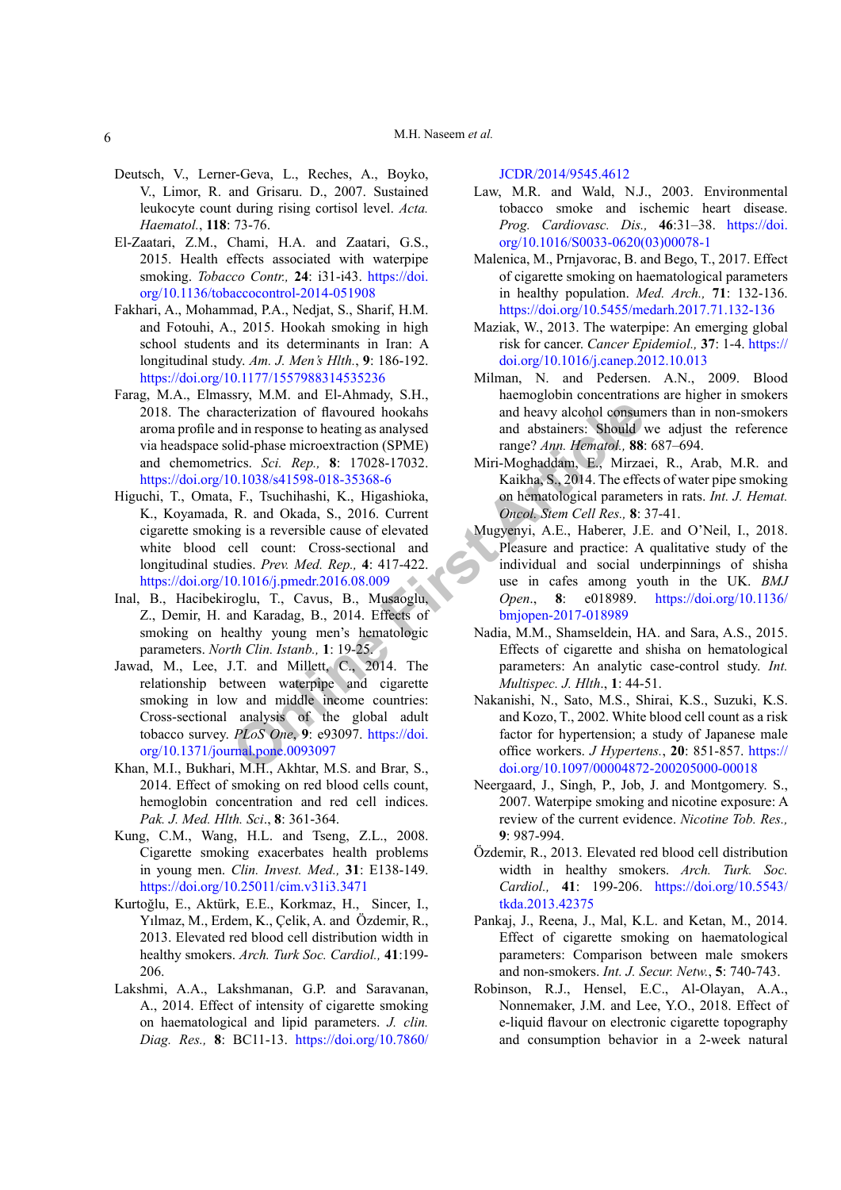Deutsch, V., Lerner-Geva, L., Reches, A., Boyko, V., Limor, R. and Grisaru. D., 2007. Sustained leukocyte count during rising cortisol level. *Acta. Haematol.*, **118**: 73-76.

El-Zaatari, Z.M., Chami, H.A. and Zaatari, G.S., 2015. Health effects associated with waterpipe smoking. *Tobacco Contr.,* **24**: i31-i43. https://doi.org/10.1136/tobaccocontrol-2014-051908

Fakhari, A., Mohammad, P.A., Nedjat, S., Sharif, H.M. and Fotouhi, A., 2015. Hookah smoking in high school students and its determinants in Iran: A longitudinal study. *Am. J. Men's Hlth.*, **9**: 186-192. https://doi.org/10.1177/1557988314535236

Farag, M.A., Elmassry, M.M. and El-Ahmady, S.H., 2018. The characterization of flavoured hookahs aroma profile and in response to heating as analysed via headspace solid-phase microextraction (SPME) and chemometrics. *Sci. Rep.,* **8**: 17028-17032. https://doi.org/10.1038/s41598-018-35368-6

Higuchi, T., Omata, F., Tsuchihashi, K., Higashioka, K., Koyamada, R. and Okada, S., 2016. Current cigarette smoking is a reversible cause of elevated white blood cell count: Cross-sectional and longitudinal studies. *Prev. Med. Rep.,* **4**: 417-422. https://doi.org/10.1016/j.pmedr.2016.08.009

Inal, B., Hacibekiroglu, T., Cavus, B., Musaoglu, Z., Demir, H. and Karadag, B., 2014. Effects of smoking on healthy young men's hematologic parameters. *North Clin. Istanb.,* **1**: 19-25.

Jawad, M., Lee, J.T. and Millett, C., 2014. The relationship between waterpipe and cigarette smoking in low and middle income countries: Cross-sectional analysis of the global adult tobacco survey. *PLoS One*, **9**: e93097. https://doi.org/10.1371/journal.pone.0093097

Khan, M.I., Bukhari, M.H., Akhtar, M.S. and Brar, S., 2014. Effect of smoking on red blood cells count, hemoglobin concentration and red cell indices. *Pak. J. Med. Hlth. Sci*., **8**: 361-364.

Kung, C.M., Wang, H.L. and Tseng, Z.L., 2008. Cigarette smoking exacerbates health problems in young men. *Clin. Invest. Med.,* **31**: E138-149. https://doi.org/10.25011/cim.v31i3.3471

Kurtoğlu, E., Aktürk, E.E., Korkmaz, H., Sincer, I., Yılmaz, M., Erdem, K., Çelik, A. and Özdemir, R., 2013. Elevated red blood cell distribution width in healthy smokers. *Arch. Turk Soc. Cardiol.,* **41**:199-206.

Lakshmi, A.A., Lakshmanan, G.P. and Saravanan, A., 2014. Effect of intensity of cigarette smoking on haematological and lipid parameters. *J. clin. Diag. Res.,* **8**: BC11-13. https://doi.org/10.7860/JCDR/2014/9545.4612

Law, M.R. and Wald, N.J., 2003. Environmental tobacco smoke and ischemic heart disease. *Prog. Cardiovasc. Dis.,* **46**:31–38. https://doi.org/10.1016/S0033-0620(03)00078-1

Malenica, M., Prnjavorac, B. and Bego, T., 2017. Effect of cigarette smoking on haematological parameters in healthy population. *Med. Arch.,* **71**: 132-136. https://doi.org/10.5455/medarh.2017.71.132-136

Maziak, W., 2013. The waterpipe: An emerging global risk for cancer. *Cancer Epidemiol.,* **37**: 1-4. https://doi.org/10.1016/j.canep.2012.10.013

Milman, N. and Pedersen. A.N., 2009. Blood haemoglobin concentrations are higher in smokers and heavy alcohol consumers than in non-smokers and abstainers: Should we adjust the reference range? *Ann. Hematol.,* **88**: 687–694.

Miri-Moghaddam, E., Mirzaei, R., Arab, M.R. and Kaikha, S., 2014. The effects of water pipe smoking on hematological parameters in rats. *Int. J. Hemat. Oncol. Stem Cell Res.,* **8**: 37-41.

Mugyenyi, A.E., Haberer, J.E. and O'Neil, I., 2018. Pleasure and practice: A qualitative study of the individual and social underpinnings of shisha use in cafes among youth in the UK. *BMJ Open*., **8**: e018989. https://doi.org/10.1136/bmjopen-2017-018989

Nadia, M.M., Shamseldein, HA. and Sara, A.S., 2015. Effects of cigarette and shisha on hematological parameters: An analytic case-control study. *Int. Multispec. J. Hlth*., **1**: 44-51.

Nakanishi, N., Sato, M.S., Shirai, K.S., Suzuki, K.S. and Kozo, T., 2002. White blood cell count as a risk factor for hypertension; a study of Japanese male office workers. *J Hypertens.*, **20**: 851-857. https://doi.org/10.1097/00004872-200205000-00018

Neergaard, J., Singh, P., Job, J. and Montgomery. S., 2007. Waterpipe smoking and nicotine exposure: A review of the current evidence. *Nicotine Tob. Res.,* **9**: 987-994.

Özdemir, R., 2013. Elevated red blood cell distribution width in healthy smokers. *Arch. Turk. Soc. Cardiol.,* **41**: 199-206. https://doi.org/10.5543/tkda.2013.42375

Pankaj, J., Reena, J., Mal, K.L. and Ketan, M., 2014. Effect of cigarette smoking on haematological parameters: Comparison between male smokers and non-smokers. *Int. J. Secur. Netw.*, **5**: 740-743.

Robinson, R.J., Hensel, E.C., Al-Olayan, A.A., Nonnemaker, J.M. and Lee, Y.O., 2018. Effect of e-liquid flavour on electronic cigarette topography and consumption behavior in a 2-week natural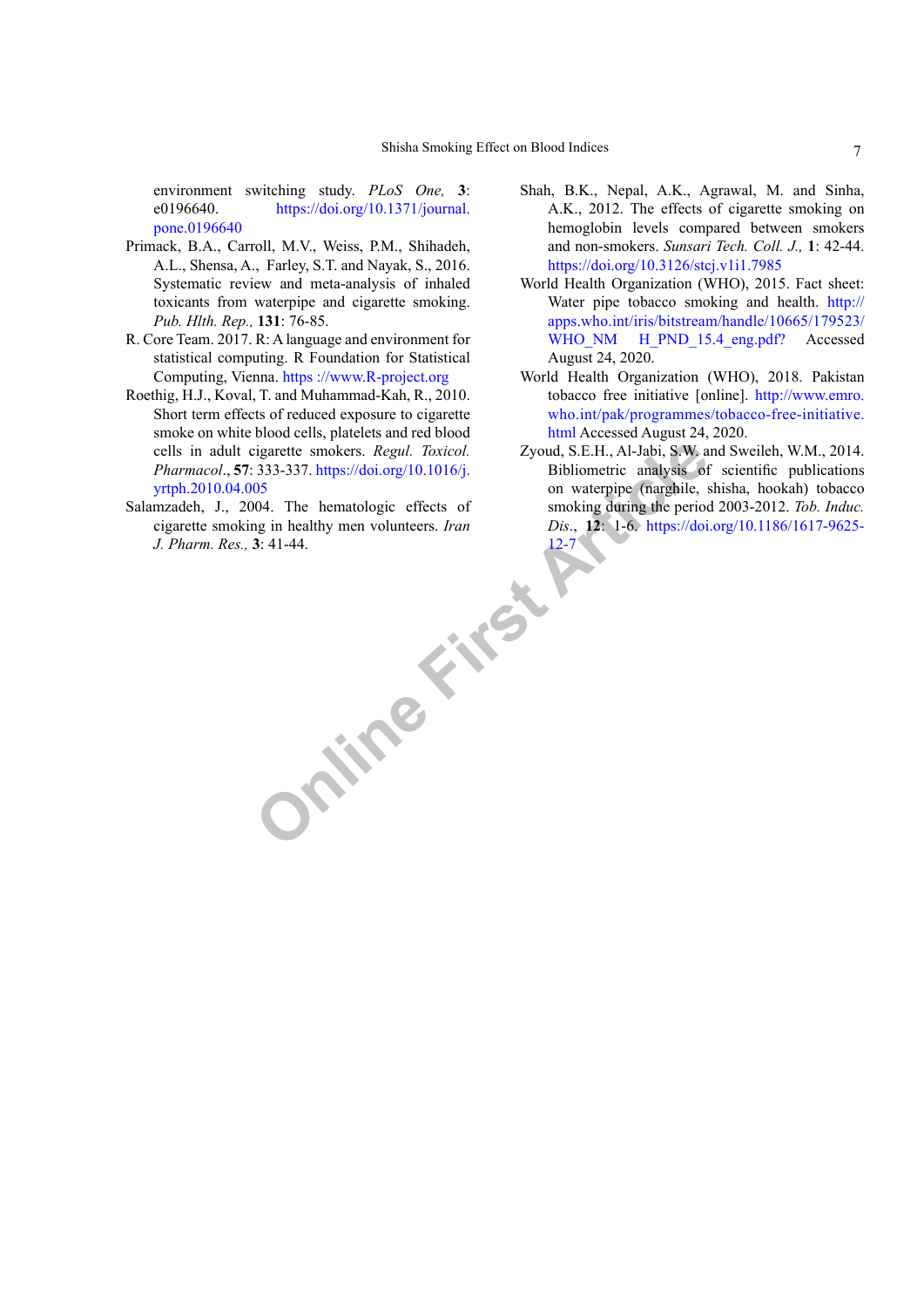environment switching study. *PLoS One,* **3**: e0196640. https://doi.org/10.1371/journal.pone.0196640

Primack, B.A., Carroll, M.V., Weiss, P.M., Shihadeh, A.L., Shensa, A., Farley, S.T. and Nayak, S., 2016. Systematic review and meta-analysis of inhaled toxicants from waterpipe and cigarette smoking. *Pub. Hlth. Rep.,* **131**: 76-85.

R. Core Team. 2017. R: A language and environment for statistical computing. R Foundation for Statistical Computing, Vienna. https ://www.R-project.org

Roethig, H.J., Koval, T. and Muhammad-Kah, R., 2010. Short term effects of reduced exposure to cigarette smoke on white blood cells, platelets and red blood cells in adult cigarette smokers. *Regul. Toxicol. Pharmacol*., **57**: 333-337. https://doi.org/10.1016/j.yrtph.2010.04.005

Salamzadeh, J., 2004. The hematologic effects of cigarette smoking in healthy men volunteers. *Iran J. Pharm. Res.,* **3**: 41-44.

Shah, B.K., Nepal, A.K., Agrawal, M. and Sinha, A.K., 2012. The effects of cigarette smoking on hemoglobin levels compared between smokers and non-smokers. *Sunsari Tech. Coll. J.,* **1**: 42-44. https://doi.org/10.3126/stcj.v1i1.7985

World Health Organization (WHO), 2015. Fact sheet: Water pipe tobacco smoking and health. http://apps.who.int/iris/bitstream/handle/10665/179523/WHO_NM H_PND_15.4_eng.pdf? Accessed August 24, 2020.

World Health Organization (WHO), 2018. Pakistan tobacco free initiative [online]. http://www.emro.who.int/pak/programmes/tobacco-free-initiative.html Accessed August 24, 2020.

Zyoud, S.E.H., Al-Jabi, S.W. and Sweileh, W.M., 2014. Bibliometric analysis of scientific publications on waterpipe (narghile, shisha, hookah) tobacco smoking during the period 2003-2012. *Tob. Induc. Dis*., **12**: 1-6. https://doi.org/10.1186/1617-9625-12-7